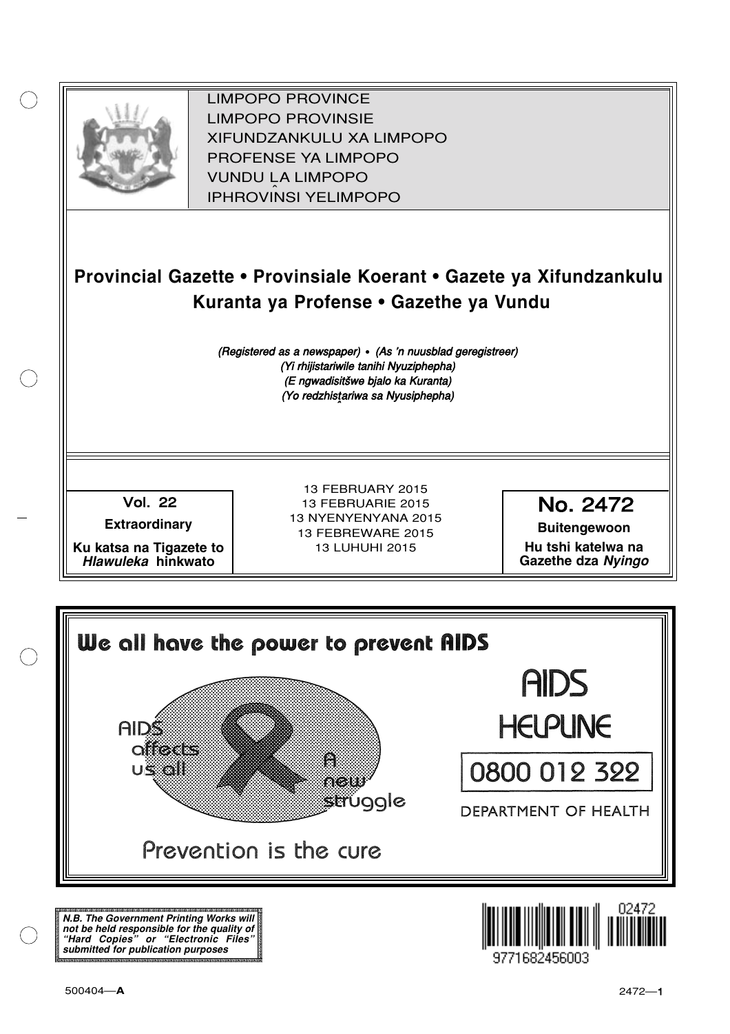LIMPOPO PROVINCE
LIMPOPO PROVINSIE
XIFUNDZANKULU XA LIMPOPO
PROFENSE YA LIMPOPO
VUNDU LA LIMPOPO
IPHROVINSI YELIMPOPO

# Provincial Gazette • Provinsiale Koerant • Gazete ya Xifundzankulu Kuranta ya Profense • Gazethe ya Vundu

*(Registered as a newspaper) • (As 'n nuusblad geregistreer)*
*(Yi rhijistariwile tanihi Nyuziphepha)*
*(E ngwadisitšwe bjalo ka Kuranta)*
*(Yo redzhistariwa sa Nyusiphepha)*

| Vol. 22 | 13 FEBRUARY 2015 | No. 2472 |
|---|---|---|
| **Extraordinary** | 13 FEBRUARIE 2015 | **Buitengewoon** |
| **Ku katsa na Tigazete to *Hlawuleka* hinkwato** | 13 NYENYENYANA 2015 | **Hu tshi katelwa na Gazethe dza *Nyingo*** |
| | 13 FEBREWARE 2015 | |
| | 13 LUHUHI 2015 | |

**We all have the power to prevent AIDS**

AIDS affects us all

A new struggle

Prevention is the cure

AIDS HELPLINE

0800 012 322

DEPARTMENT OF HEALTH

***N.B. The Government Printing Works will not be held responsible for the quality of "Hard Copies" or "Electronic Files" submitted for publication purposes***

02472

9771682456003

500404—**A**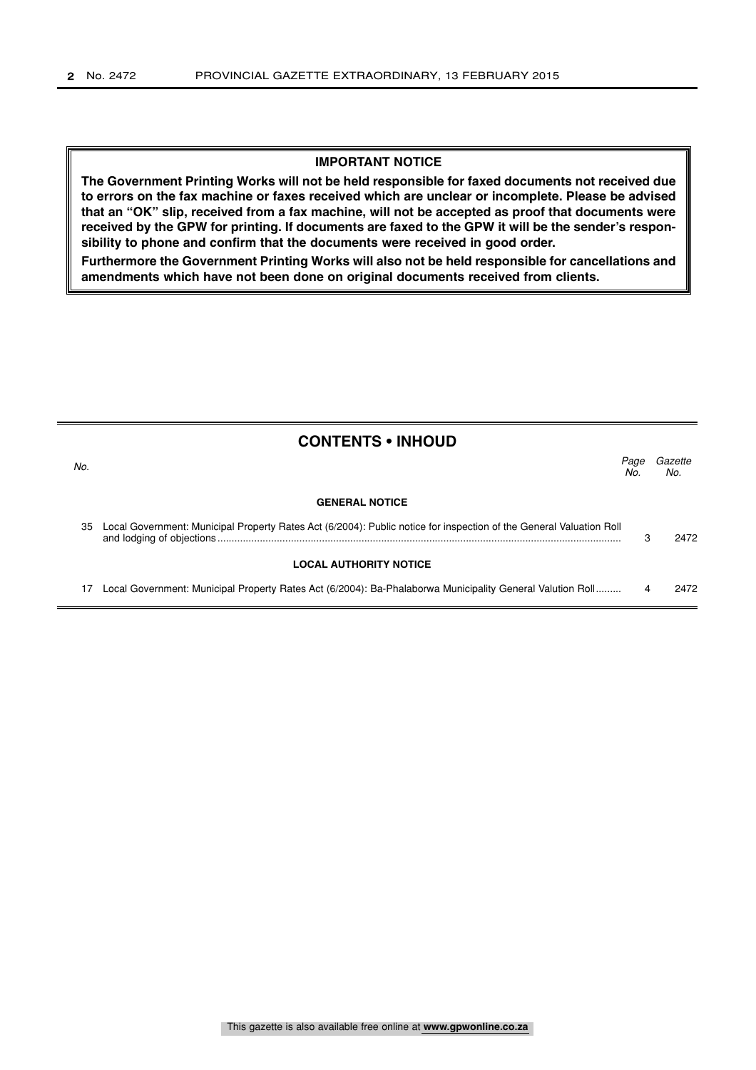**IMPORTANT NOTICE**

**The Government Printing Works will not be held responsible for faxed documents not received due to errors on the fax machine or faxes received which are unclear or incomplete. Please be advised that an "OK" slip, received from a fax machine, will not be accepted as proof that documents were received by the GPW for printing. If documents are faxed to the GPW it will be the sender's responsibility to phone and confirm that the documents were received in good order.**

**Furthermore the Government Printing Works will also not be held responsible for cancellations and amendments which have not been done on original documents received from clients.**

## CONTENTS • INHOUD

| *No.* | | *Page No.* | *Gazette No.* |
|---|---|---|---|
| | **GENERAL NOTICE** | | |
| 35 | Local Government: Municipal Property Rates Act (6/2004): Public notice for inspection of the General Valuation Roll and lodging of objections | 3 | 2472 |
| | **LOCAL AUTHORITY NOTICE** | | |
| 17 | Local Government: Municipal Property Rates Act (6/2004): Ba-Phalaborwa Municipality General Valution Roll | 4 | 2472 |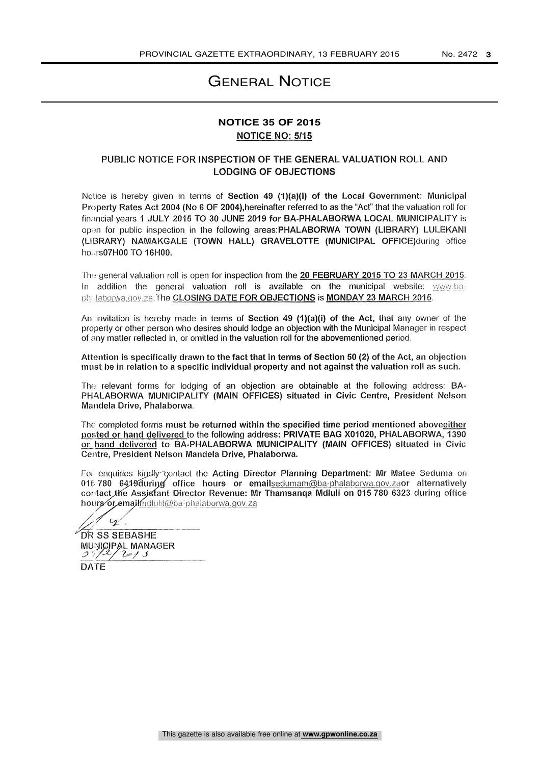# General Notice

## NOTICE 35 OF 2015

**NOTICE NO: 5/15**

### PUBLIC NOTICE FOR INSPECTION OF THE GENERAL VALUATION ROLL AND LODGING OF OBJECTIONS

Notice is hereby given in terms of **Section 49 (1)(a)(i) of the Local Government: Municipal Property Rates Act 2004 (No 6 OF 2004)**,hereinafter referred to as the "Act" that the valuation roll for financial years **1 JULY 2015 TO 30 JUNE 2019 for BA-PHALABORWA LOCAL MUNICIPALITY** is open for public inspection in the following areas:**PHALABORWA TOWN (LIBRARY) LULEKANI (LIBRARY) NAMAKGALE (TOWN HALL) GRAVELOTTE (MUNICIPAL OFFICE)**during office hours**07H00 TO 16H00.**

The general valuation roll is open for inspection from the **20 FEBRUARY 2015 TO 23 MARCH 2015**. In addition the general valuation roll is available on the municipal website: www.ba-phalaborwa.gov.za.The **CLOSING DATE FOR OBJECTIONS** is **MONDAY 23 MARCH 2015**.

An invitation is hereby made in terms of **Section 49 (1)(a)(i) of the Act,** that any owner of the property or other person who desires should lodge an objection with the Municipal Manager in respect of any matter reflected in, or omitted in the valuation roll for the abovementioned period.

**Attention is specifically drawn to the fact that in terms of Section 50 (2) of the Act, an objection must be in relation to a specific individual property and not against the valuation roll as such.**

The relevant forms for lodging of an objection are obtainable at the following address: **BA-PHALABORWA MUNICIPALITY (MAIN OFFICES) situated in Civic Centre, President Nelson Mandela Drive, Phalaborwa.**

The completed forms **must be returned within the specified time period mentioned above either posted or hand delivered** to the following address: **PRIVATE BAG X01020, PHALABORWA, 1390 or hand delivered to BA-PHALABORWA MUNICIPALITY (MAIN OFFICES) situated in Civic Centre, President Nelson Mandela Drive, Phalaborwa.**

For enquiries kindly contact the **Acting Director Planning Department: Mr Matee Seduma** on **015 780 6419**during office hours or **email**sedumam@ba-phalaborwa.gov.za**or** alternatively contact the **Assistant Director Revenue: Mr Thamsanqa Mdluli on 015 780 6323** during office hours or emailmdlulit@ba-phalaborwa.gov.za

DR SS SEBASHE
MUNICIPAL MANAGER
25/2/2015
DATE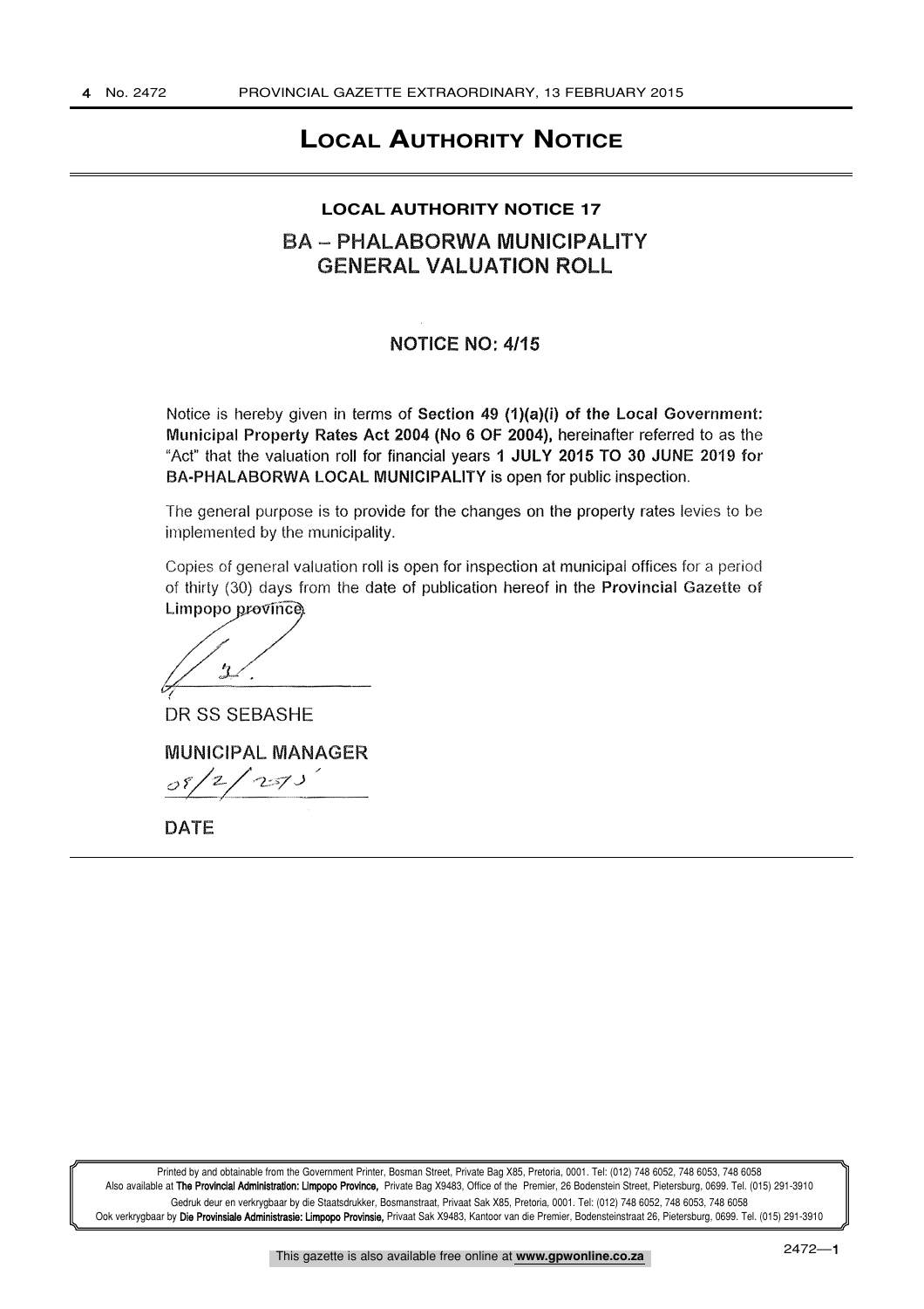# LOCAL AUTHORITY NOTICE

## LOCAL AUTHORITY NOTICE 17

## BA – PHALABORWA MUNICIPALITY GENERAL VALUATION ROLL

### NOTICE NO: 4/15

Notice is hereby given in terms of **Section 49 (1)(a)(i) of the Local Government: Municipal Property Rates Act 2004 (No 6 OF 2004),** hereinafter referred to as the "Act" that the valuation roll for financial years **1 JULY 2015 TO 30 JUNE 2019** for **BA-PHALABORWA LOCAL MUNICIPALITY** is open for public inspection.

The general purpose is to provide for the changes on the property rates levies to be implemented by the municipality.

Copies of general valuation roll is open for inspection at municipal offices for a period of thirty (30) days from the date of publication hereof in the **Provincial Gazette of Limpopo province**.

DR SS SEBASHE

MUNICIPAL MANAGER

08/2/2015

DATE

Printed by and obtainable from the Government Printer, Bosman Street, Private Bag X85, Pretoria, 0001. Tel: (012) 748 6052, 748 6053, 748 6058
Also available at **The Provincial Administration: Limpopo Province,** Private Bag X9483, Office of the Premier, 26 Bodenstein Street, Pietersburg, 0699. Tel. (015) 291-3910
Gedruk deur en verkrygbaar by die Staatsdrukker, Bosmanstraat, Privaat Sak X85, Pretoria, 0001. Tel: (012) 748 6052, 748 6053, 748 6058
Ook verkrygbaar by **Die Provinsiale Administrasie: Limpopo Provinsie,** Privaat Sak X9483, Kantoor van die Premier, Bodensteinstraat 26, Pietersburg, 0699. Tel. (015) 291-3910